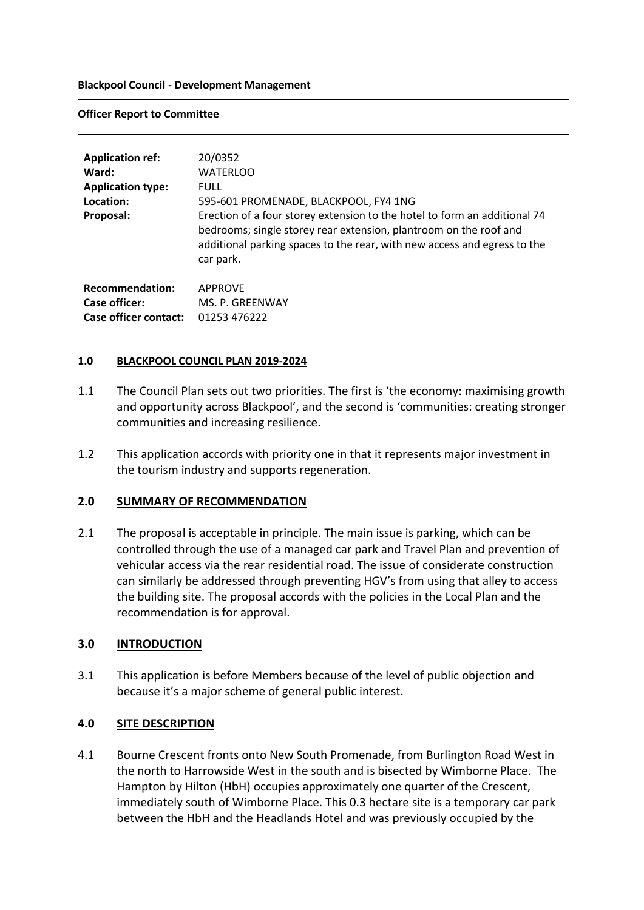**Blackpool Council - Development Management**

**Officer Report to Committee**

| | |
|---|---|
| **Application ref:** | 20/0352 |
| **Ward:** | WATERLOO |
| **Application type:** | FULL |
| **Location:** | 595-601 PROMENADE, BLACKPOOL, FY4 1NG |
| **Proposal:** | Erection of a four storey extension to the hotel to form an additional 74 bedrooms; single storey rear extension, plantroom on the roof and additional parking spaces to the rear, with new access and egress to the car park. |
| **Recommendation:** | APPROVE |
| **Case officer:** | MS. P. GREENWAY |
| **Case officer contact:** | 01253 476222 |

## 1.0 BLACKPOOL COUNCIL PLAN 2019-2024

1.1 The Council Plan sets out two priorities. The first is 'the economy: maximising growth and opportunity across Blackpool', and the second is 'communities: creating stronger communities and increasing resilience.

1.2 This application accords with priority one in that it represents major investment in the tourism industry and supports regeneration.

## 2.0 SUMMARY OF RECOMMENDATION

2.1 The proposal is acceptable in principle. The main issue is parking, which can be controlled through the use of a managed car park and Travel Plan and prevention of vehicular access via the rear residential road. The issue of considerate construction can similarly be addressed through preventing HGV's from using that alley to access the building site. The proposal accords with the policies in the Local Plan and the recommendation is for approval.

## 3.0 INTRODUCTION

3.1 This application is before Members because of the level of public objection and because it's a major scheme of general public interest.

## 4.0 SITE DESCRIPTION

4.1 Bourne Crescent fronts onto New South Promenade, from Burlington Road West in the north to Harrowside West in the south and is bisected by Wimborne Place. The Hampton by Hilton (HbH) occupies approximately one quarter of the Crescent, immediately south of Wimborne Place. This 0.3 hectare site is a temporary car park between the HbH and the Headlands Hotel and was previously occupied by the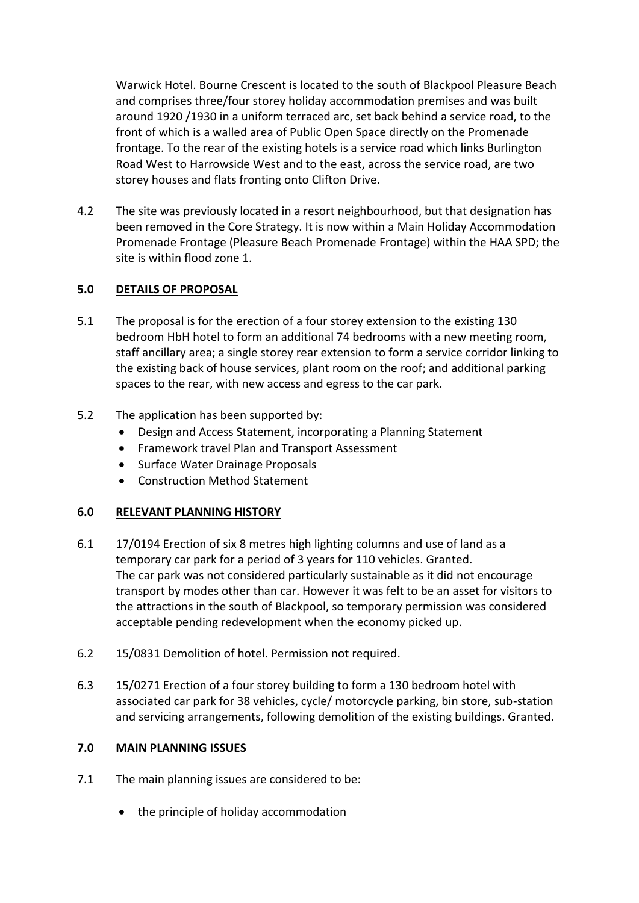Warwick Hotel. Bourne Crescent is located to the south of Blackpool Pleasure Beach and comprises three/four storey holiday accommodation premises and was built around 1920 /1930 in a uniform terraced arc, set back behind a service road, to the front of which is a walled area of Public Open Space directly on the Promenade frontage. To the rear of the existing hotels is a service road which links Burlington Road West to Harrowside West and to the east, across the service road, are two storey houses and flats fronting onto Clifton Drive.

4.2 The site was previously located in a resort neighbourhood, but that designation has been removed in the Core Strategy. It is now within a Main Holiday Accommodation Promenade Frontage (Pleasure Beach Promenade Frontage) within the HAA SPD; the site is within flood zone 1.

## 5.0 DETAILS OF PROPOSAL

5.1 The proposal is for the erection of a four storey extension to the existing 130 bedroom HbH hotel to form an additional 74 bedrooms with a new meeting room, staff ancillary area; a single storey rear extension to form a service corridor linking to the existing back of house services, plant room on the roof; and additional parking spaces to the rear, with new access and egress to the car park.

5.2 The application has been supported by:

- Design and Access Statement, incorporating a Planning Statement
- Framework travel Plan and Transport Assessment
- Surface Water Drainage Proposals
- Construction Method Statement

## 6.0 RELEVANT PLANNING HISTORY

6.1 17/0194 Erection of six 8 metres high lighting columns and use of land as a temporary car park for a period of 3 years for 110 vehicles. Granted. The car park was not considered particularly sustainable as it did not encourage transport by modes other than car. However it was felt to be an asset for visitors to the attractions in the south of Blackpool, so temporary permission was considered acceptable pending redevelopment when the economy picked up.

6.2 15/0831 Demolition of hotel. Permission not required.

6.3 15/0271 Erection of a four storey building to form a 130 bedroom hotel with associated car park for 38 vehicles, cycle/ motorcycle parking, bin store, sub-station and servicing arrangements, following demolition of the existing buildings. Granted.

## 7.0 MAIN PLANNING ISSUES

7.1 The main planning issues are considered to be:

- the principle of holiday accommodation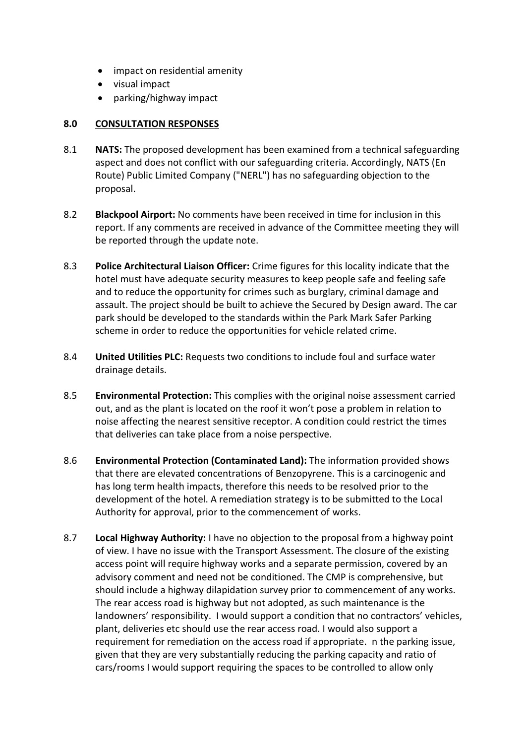- impact on residential amenity
- visual impact
- parking/highway impact

## 8.0 CONSULTATION RESPONSES

8.1 **NATS:** The proposed development has been examined from a technical safeguarding aspect and does not conflict with our safeguarding criteria. Accordingly, NATS (En Route) Public Limited Company ("NERL") has no safeguarding objection to the proposal.

8.2 **Blackpool Airport:** No comments have been received in time for inclusion in this report. If any comments are received in advance of the Committee meeting they will be reported through the update note.

8.3 **Police Architectural Liaison Officer:** Crime figures for this locality indicate that the hotel must have adequate security measures to keep people safe and feeling safe and to reduce the opportunity for crimes such as burglary, criminal damage and assault. The project should be built to achieve the Secured by Design award. The car park should be developed to the standards within the Park Mark Safer Parking scheme in order to reduce the opportunities for vehicle related crime.

8.4 **United Utilities PLC:** Requests two conditions to include foul and surface water drainage details.

8.5 **Environmental Protection:** This complies with the original noise assessment carried out, and as the plant is located on the roof it won't pose a problem in relation to noise affecting the nearest sensitive receptor. A condition could restrict the times that deliveries can take place from a noise perspective.

8.6 **Environmental Protection (Contaminated Land):** The information provided shows that there are elevated concentrations of Benzopyrene. This is a carcinogenic and has long term health impacts, therefore this needs to be resolved prior to the development of the hotel. A remediation strategy is to be submitted to the Local Authority for approval, prior to the commencement of works.

8.7 **Local Highway Authority:** I have no objection to the proposal from a highway point of view. I have no issue with the Transport Assessment. The closure of the existing access point will require highway works and a separate permission, covered by an advisory comment and need not be conditioned. The CMP is comprehensive, but should include a highway dilapidation survey prior to commencement of any works. The rear access road is highway but not adopted, as such maintenance is the landowners' responsibility. I would support a condition that no contractors' vehicles, plant, deliveries etc should use the rear access road. I would also support a requirement for remediation on the access road if appropriate. n the parking issue, given that they are very substantially reducing the parking capacity and ratio of cars/rooms I would support requiring the spaces to be controlled to allow only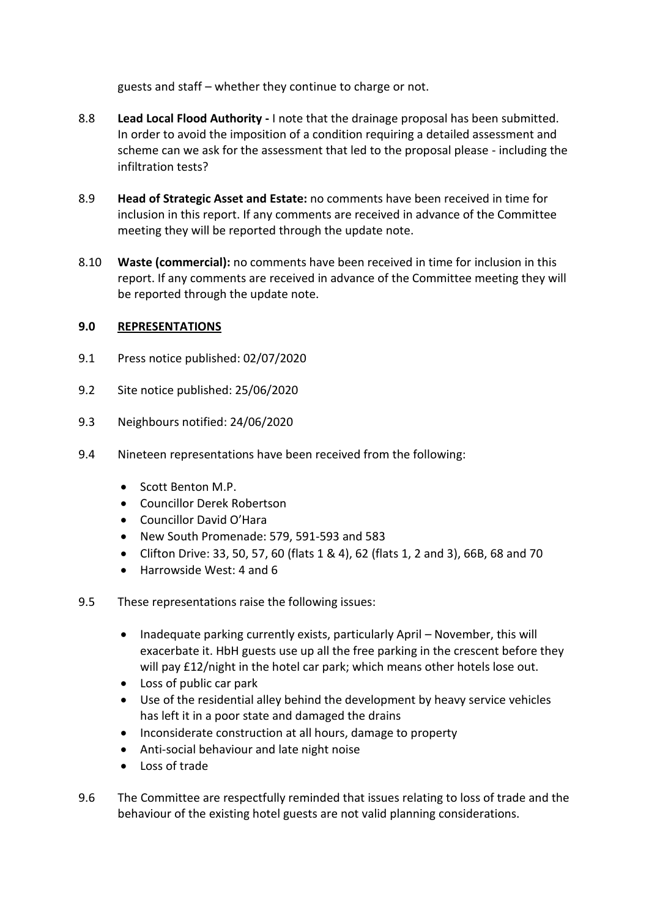guests and staff – whether they continue to charge or not.

8.8 **Lead Local Flood Authority -** I note that the drainage proposal has been submitted. In order to avoid the imposition of a condition requiring a detailed assessment and scheme can we ask for the assessment that led to the proposal please - including the infiltration tests?

8.9 **Head of Strategic Asset and Estate:** no comments have been received in time for inclusion in this report. If any comments are received in advance of the Committee meeting they will be reported through the update note.

8.10 **Waste (commercial):** no comments have been received in time for inclusion in this report. If any comments are received in advance of the Committee meeting they will be reported through the update note.

## 9.0 REPRESENTATIONS

9.1 Press notice published: 02/07/2020

9.2 Site notice published: 25/06/2020

9.3 Neighbours notified: 24/06/2020

9.4 Nineteen representations have been received from the following:

- Scott Benton M.P.
- Councillor Derek Robertson
- Councillor David O'Hara
- New South Promenade: 579, 591-593 and 583
- Clifton Drive: 33, 50, 57, 60 (flats 1 & 4), 62 (flats 1, 2 and 3), 66B, 68 and 70
- Harrowside West: 4 and 6

9.5 These representations raise the following issues:

- Inadequate parking currently exists, particularly April – November, this will exacerbate it. HbH guests use up all the free parking in the crescent before they will pay £12/night in the hotel car park; which means other hotels lose out.
- Loss of public car park
- Use of the residential alley behind the development by heavy service vehicles has left it in a poor state and damaged the drains
- Inconsiderate construction at all hours, damage to property
- Anti-social behaviour and late night noise
- Loss of trade

9.6 The Committee are respectfully reminded that issues relating to loss of trade and the behaviour of the existing hotel guests are not valid planning considerations.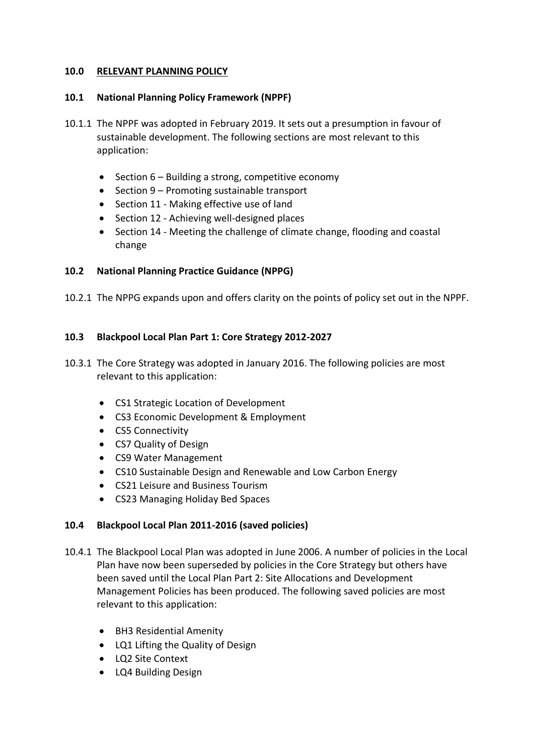## 10.0 RELEVANT PLANNING POLICY

### 10.1 National Planning Policy Framework (NPPF)

10.1.1 The NPPF was adopted in February 2019. It sets out a presumption in favour of sustainable development. The following sections are most relevant to this application:

- Section 6 – Building a strong, competitive economy
- Section 9 – Promoting sustainable transport
- Section 11 - Making effective use of land
- Section 12 - Achieving well-designed places
- Section 14 - Meeting the challenge of climate change, flooding and coastal change

### 10.2 National Planning Practice Guidance (NPPG)

10.2.1 The NPPG expands upon and offers clarity on the points of policy set out in the NPPF.

### 10.3 Blackpool Local Plan Part 1: Core Strategy 2012-2027

10.3.1 The Core Strategy was adopted in January 2016. The following policies are most relevant to this application:

- CS1 Strategic Location of Development
- CS3 Economic Development & Employment
- CS5 Connectivity
- CS7 Quality of Design
- CS9 Water Management
- CS10 Sustainable Design and Renewable and Low Carbon Energy
- CS21 Leisure and Business Tourism
- CS23 Managing Holiday Bed Spaces

### 10.4 Blackpool Local Plan 2011-2016 (saved policies)

10.4.1 The Blackpool Local Plan was adopted in June 2006. A number of policies in the Local Plan have now been superseded by policies in the Core Strategy but others have been saved until the Local Plan Part 2: Site Allocations and Development Management Policies has been produced. The following saved policies are most relevant to this application:

- BH3 Residential Amenity
- LQ1 Lifting the Quality of Design
- LQ2 Site Context
- LQ4 Building Design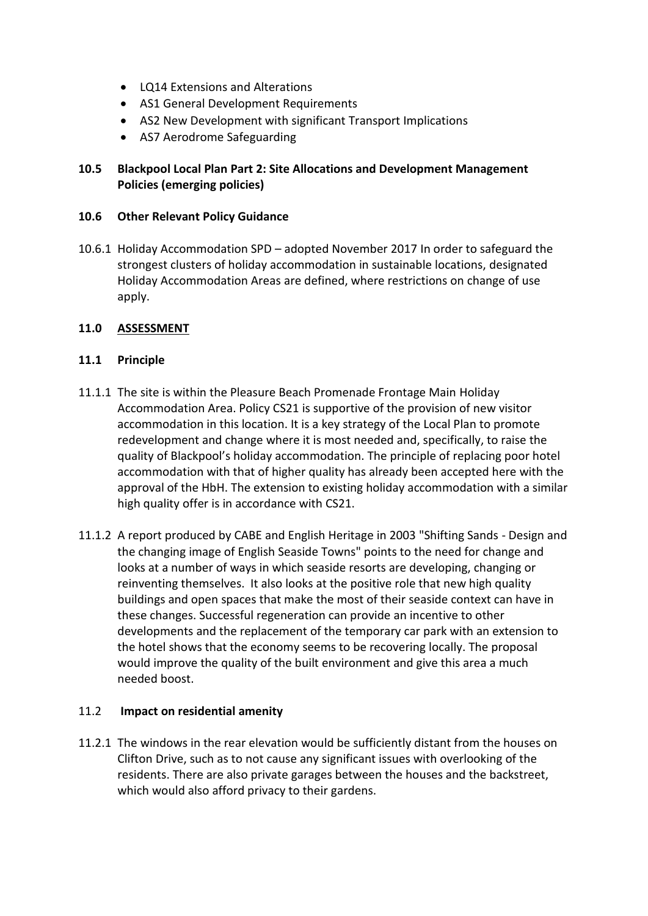- LQ14 Extensions and Alterations
- AS1 General Development Requirements
- AS2 New Development with significant Transport Implications
- AS7 Aerodrome Safeguarding

**10.5 Blackpool Local Plan Part 2: Site Allocations and Development Management Policies (emerging policies)**

**10.6 Other Relevant Policy Guidance**

10.6.1 Holiday Accommodation SPD – adopted November 2017 In order to safeguard the strongest clusters of holiday accommodation in sustainable locations, designated Holiday Accommodation Areas are defined, where restrictions on change of use apply.

## 11.0 ASSESSMENT

**11.1 Principle**

11.1.1 The site is within the Pleasure Beach Promenade Frontage Main Holiday Accommodation Area. Policy CS21 is supportive of the provision of new visitor accommodation in this location. It is a key strategy of the Local Plan to promote redevelopment and change where it is most needed and, specifically, to raise the quality of Blackpool's holiday accommodation. The principle of replacing poor hotel accommodation with that of higher quality has already been accepted here with the approval of the HbH. The extension to existing holiday accommodation with a similar high quality offer is in accordance with CS21.

11.1.2 A report produced by CABE and English Heritage in 2003 "Shifting Sands - Design and the changing image of English Seaside Towns" points to the need for change and looks at a number of ways in which seaside resorts are developing, changing or reinventing themselves. It also looks at the positive role that new high quality buildings and open spaces that make the most of their seaside context can have in these changes. Successful regeneration can provide an incentive to other developments and the replacement of the temporary car park with an extension to the hotel shows that the economy seems to be recovering locally. The proposal would improve the quality of the built environment and give this area a much needed boost.

**11.2 Impact on residential amenity**

11.2.1 The windows in the rear elevation would be sufficiently distant from the houses on Clifton Drive, such as to not cause any significant issues with overlooking of the residents. There are also private garages between the houses and the backstreet, which would also afford privacy to their gardens.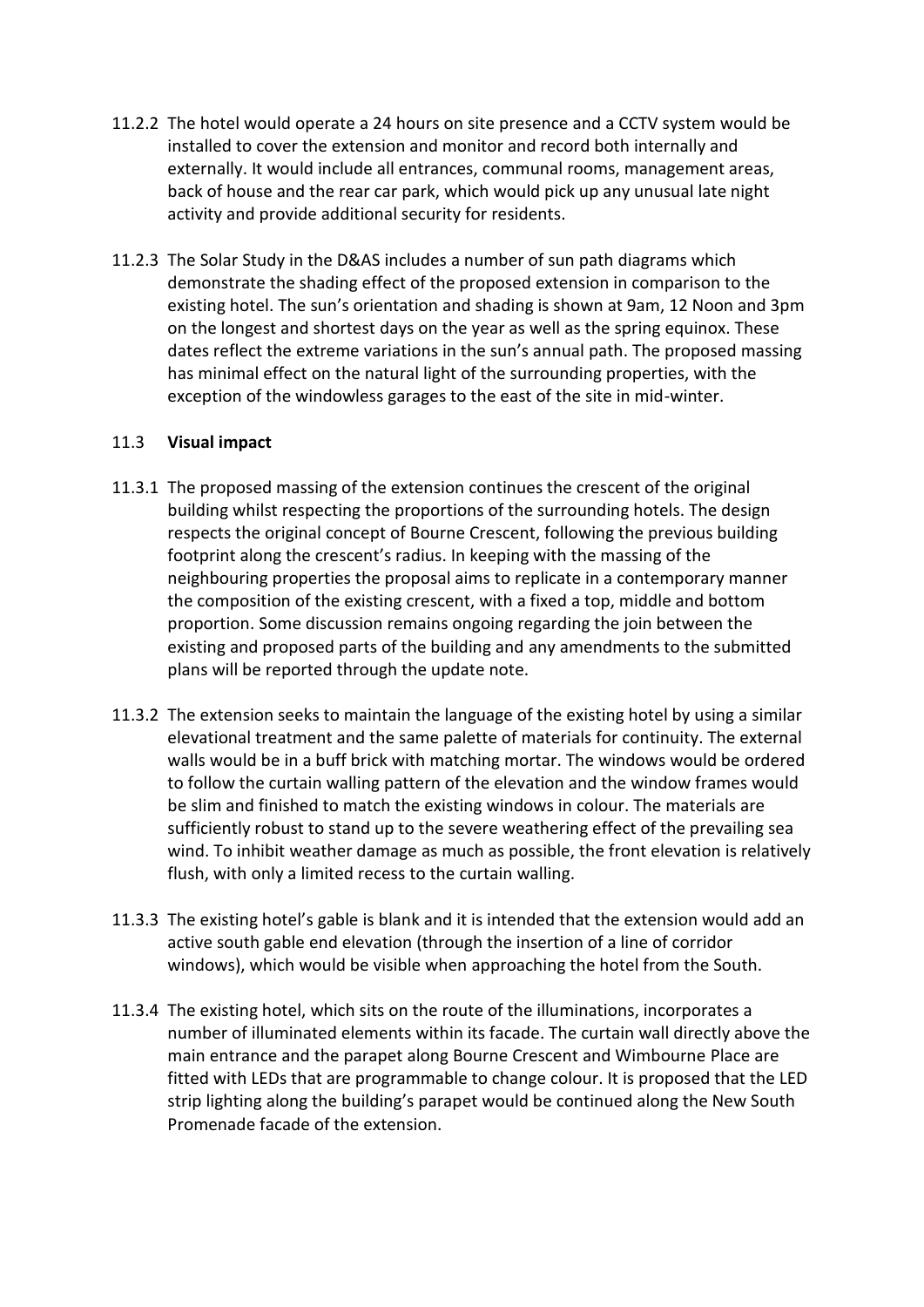11.2.2 The hotel would operate a 24 hours on site presence and a CCTV system would be installed to cover the extension and monitor and record both internally and externally. It would include all entrances, communal rooms, management areas, back of house and the rear car park, which would pick up any unusual late night activity and provide additional security for residents.

11.2.3 The Solar Study in the D&AS includes a number of sun path diagrams which demonstrate the shading effect of the proposed extension in comparison to the existing hotel. The sun's orientation and shading is shown at 9am, 12 Noon and 3pm on the longest and shortest days on the year as well as the spring equinox. These dates reflect the extreme variations in the sun's annual path. The proposed massing has minimal effect on the natural light of the surrounding properties, with the exception of the windowless garages to the east of the site in mid-winter.

### 11.3 **Visual impact**

11.3.1 The proposed massing of the extension continues the crescent of the original building whilst respecting the proportions of the surrounding hotels. The design respects the original concept of Bourne Crescent, following the previous building footprint along the crescent's radius. In keeping with the massing of the neighbouring properties the proposal aims to replicate in a contemporary manner the composition of the existing crescent, with a fixed a top, middle and bottom proportion. Some discussion remains ongoing regarding the join between the existing and proposed parts of the building and any amendments to the submitted plans will be reported through the update note.

11.3.2 The extension seeks to maintain the language of the existing hotel by using a similar elevational treatment and the same palette of materials for continuity. The external walls would be in a buff brick with matching mortar. The windows would be ordered to follow the curtain walling pattern of the elevation and the window frames would be slim and finished to match the existing windows in colour. The materials are sufficiently robust to stand up to the severe weathering effect of the prevailing sea wind. To inhibit weather damage as much as possible, the front elevation is relatively flush, with only a limited recess to the curtain walling.

11.3.3 The existing hotel's gable is blank and it is intended that the extension would add an active south gable end elevation (through the insertion of a line of corridor windows), which would be visible when approaching the hotel from the South.

11.3.4 The existing hotel, which sits on the route of the illuminations, incorporates a number of illuminated elements within its facade. The curtain wall directly above the main entrance and the parapet along Bourne Crescent and Wimbourne Place are fitted with LEDs that are programmable to change colour. It is proposed that the LED strip lighting along the building's parapet would be continued along the New South Promenade facade of the extension.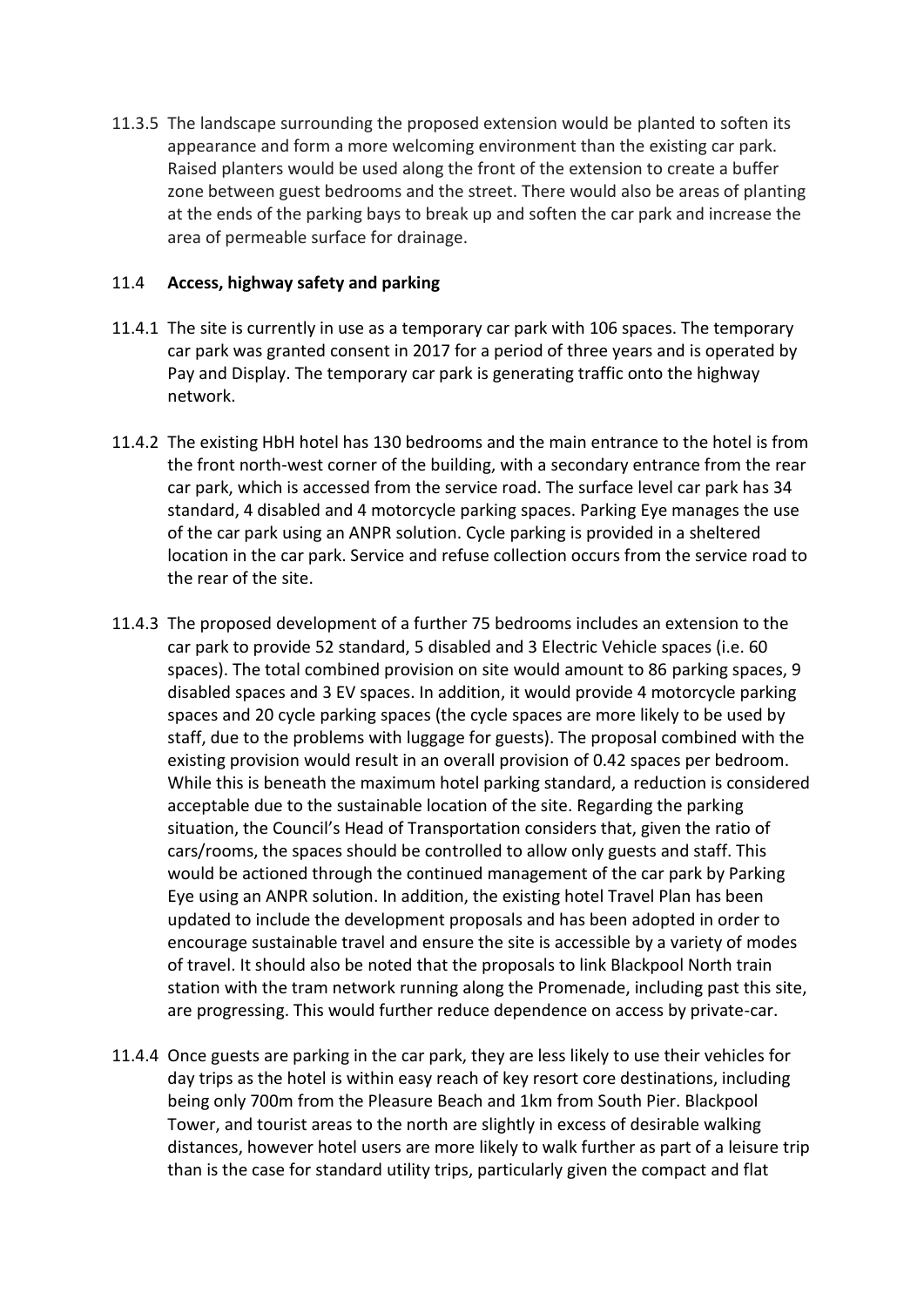11.3.5 The landscape surrounding the proposed extension would be planted to soften its appearance and form a more welcoming environment than the existing car park. Raised planters would be used along the front of the extension to create a buffer zone between guest bedrooms and the street. There would also be areas of planting at the ends of the parking bays to break up and soften the car park and increase the area of permeable surface for drainage.

### 11.4 **Access, highway safety and parking**

11.4.1 The site is currently in use as a temporary car park with 106 spaces. The temporary car park was granted consent in 2017 for a period of three years and is operated by Pay and Display. The temporary car park is generating traffic onto the highway network.

11.4.2 The existing HbH hotel has 130 bedrooms and the main entrance to the hotel is from the front north-west corner of the building, with a secondary entrance from the rear car park, which is accessed from the service road. The surface level car park has 34 standard, 4 disabled and 4 motorcycle parking spaces. Parking Eye manages the use of the car park using an ANPR solution. Cycle parking is provided in a sheltered location in the car park. Service and refuse collection occurs from the service road to the rear of the site.

11.4.3 The proposed development of a further 75 bedrooms includes an extension to the car park to provide 52 standard, 5 disabled and 3 Electric Vehicle spaces (i.e. 60 spaces). The total combined provision on site would amount to 86 parking spaces, 9 disabled spaces and 3 EV spaces. In addition, it would provide 4 motorcycle parking spaces and 20 cycle parking spaces (the cycle spaces are more likely to be used by staff, due to the problems with luggage for guests). The proposal combined with the existing provision would result in an overall provision of 0.42 spaces per bedroom. While this is beneath the maximum hotel parking standard, a reduction is considered acceptable due to the sustainable location of the site. Regarding the parking situation, the Council's Head of Transportation considers that, given the ratio of cars/rooms, the spaces should be controlled to allow only guests and staff. This would be actioned through the continued management of the car park by Parking Eye using an ANPR solution. In addition, the existing hotel Travel Plan has been updated to include the development proposals and has been adopted in order to encourage sustainable travel and ensure the site is accessible by a variety of modes of travel. It should also be noted that the proposals to link Blackpool North train station with the tram network running along the Promenade, including past this site, are progressing. This would further reduce dependence on access by private-car.

11.4.4 Once guests are parking in the car park, they are less likely to use their vehicles for day trips as the hotel is within easy reach of key resort core destinations, including being only 700m from the Pleasure Beach and 1km from South Pier. Blackpool Tower, and tourist areas to the north are slightly in excess of desirable walking distances, however hotel users are more likely to walk further as part of a leisure trip than is the case for standard utility trips, particularly given the compact and flat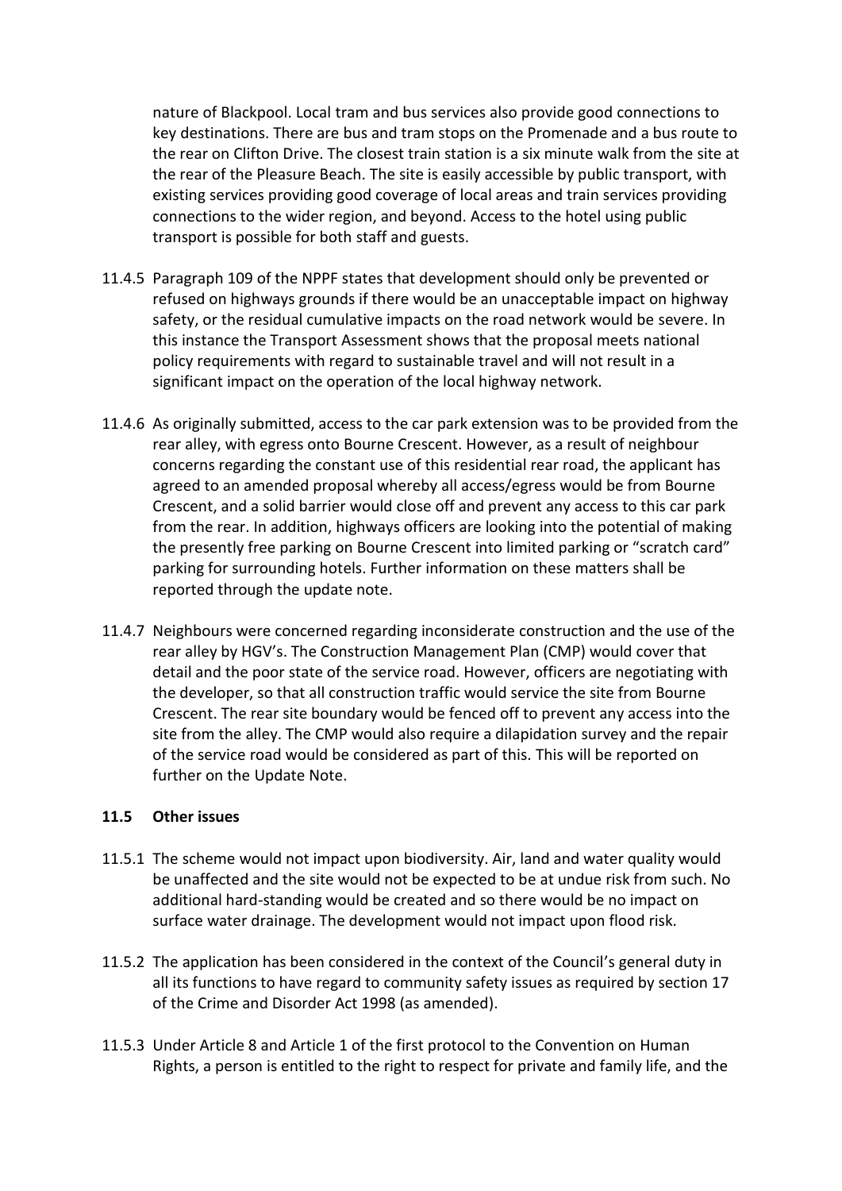nature of Blackpool. Local tram and bus services also provide good connections to key destinations. There are bus and tram stops on the Promenade and a bus route to the rear on Clifton Drive. The closest train station is a six minute walk from the site at the rear of the Pleasure Beach. The site is easily accessible by public transport, with existing services providing good coverage of local areas and train services providing connections to the wider region, and beyond. Access to the hotel using public transport is possible for both staff and guests.

11.4.5 Paragraph 109 of the NPPF states that development should only be prevented or refused on highways grounds if there would be an unacceptable impact on highway safety, or the residual cumulative impacts on the road network would be severe. In this instance the Transport Assessment shows that the proposal meets national policy requirements with regard to sustainable travel and will not result in a significant impact on the operation of the local highway network.

11.4.6 As originally submitted, access to the car park extension was to be provided from the rear alley, with egress onto Bourne Crescent. However, as a result of neighbour concerns regarding the constant use of this residential rear road, the applicant has agreed to an amended proposal whereby all access/egress would be from Bourne Crescent, and a solid barrier would close off and prevent any access to this car park from the rear. In addition, highways officers are looking into the potential of making the presently free parking on Bourne Crescent into limited parking or "scratch card" parking for surrounding hotels. Further information on these matters shall be reported through the update note.

11.4.7 Neighbours were concerned regarding inconsiderate construction and the use of the rear alley by HGV's. The Construction Management Plan (CMP) would cover that detail and the poor state of the service road. However, officers are negotiating with the developer, so that all construction traffic would service the site from Bourne Crescent. The rear site boundary would be fenced off to prevent any access into the site from the alley. The CMP would also require a dilapidation survey and the repair of the service road would be considered as part of this. This will be reported on further on the Update Note.

### 11.5 Other issues

11.5.1 The scheme would not impact upon biodiversity. Air, land and water quality would be unaffected and the site would not be expected to be at undue risk from such. No additional hard-standing would be created and so there would be no impact on surface water drainage. The development would not impact upon flood risk.

11.5.2 The application has been considered in the context of the Council's general duty in all its functions to have regard to community safety issues as required by section 17 of the Crime and Disorder Act 1998 (as amended).

11.5.3 Under Article 8 and Article 1 of the first protocol to the Convention on Human Rights, a person is entitled to the right to respect for private and family life, and the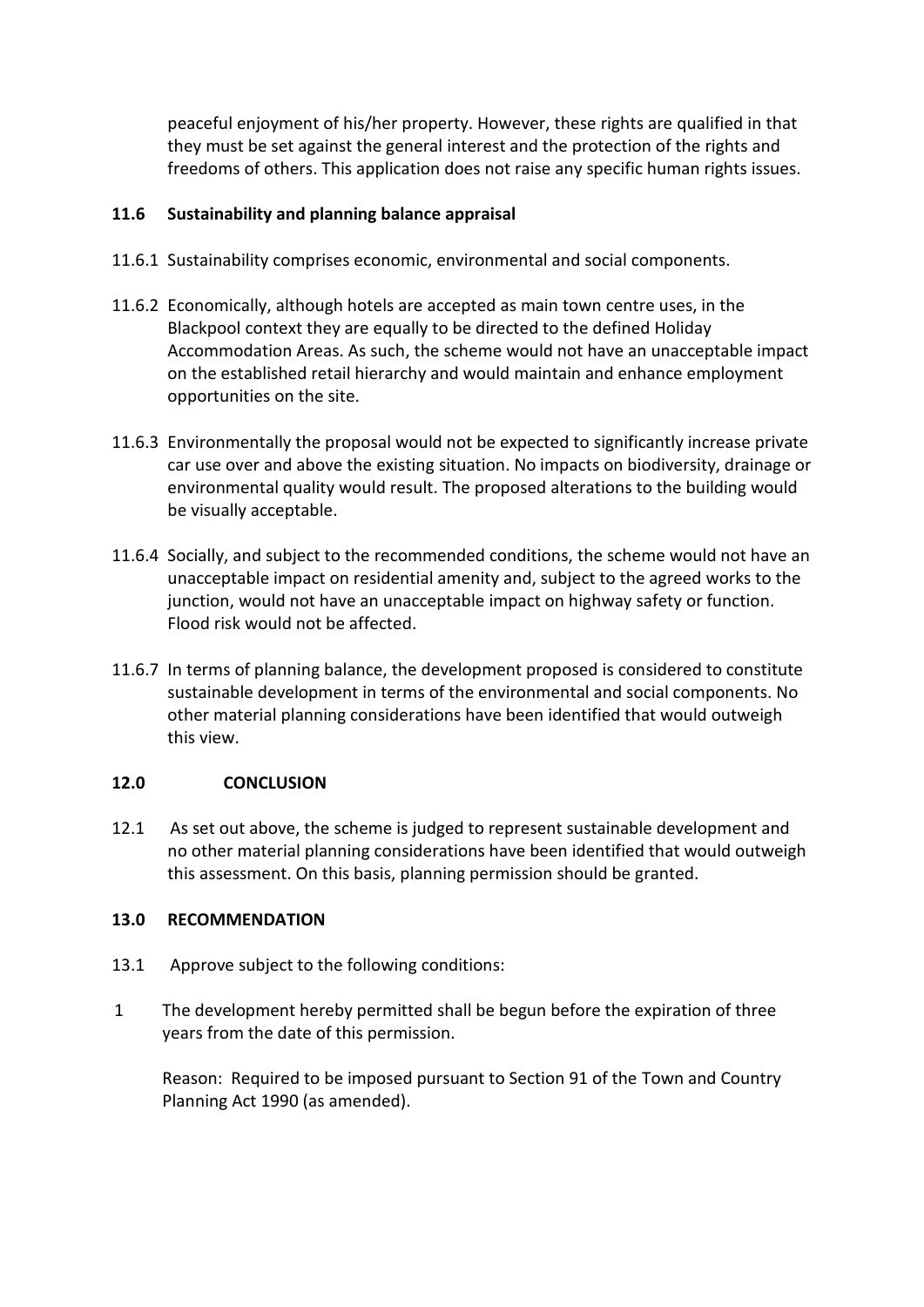peaceful enjoyment of his/her property. However, these rights are qualified in that they must be set against the general interest and the protection of the rights and freedoms of others. This application does not raise any specific human rights issues.

### 11.6 Sustainability and planning balance appraisal

11.6.1 Sustainability comprises economic, environmental and social components.

11.6.2 Economically, although hotels are accepted as main town centre uses, in the Blackpool context they are equally to be directed to the defined Holiday Accommodation Areas. As such, the scheme would not have an unacceptable impact on the established retail hierarchy and would maintain and enhance employment opportunities on the site.

11.6.3 Environmentally the proposal would not be expected to significantly increase private car use over and above the existing situation. No impacts on biodiversity, drainage or environmental quality would result. The proposed alterations to the building would be visually acceptable.

11.6.4 Socially, and subject to the recommended conditions, the scheme would not have an unacceptable impact on residential amenity and, subject to the agreed works to the junction, would not have an unacceptable impact on highway safety or function. Flood risk would not be affected.

11.6.7 In terms of planning balance, the development proposed is considered to constitute sustainable development in terms of the environmental and social components. No other material planning considerations have been identified that would outweigh this view.

## 12.0 CONCLUSION

12.1 As set out above, the scheme is judged to represent sustainable development and no other material planning considerations have been identified that would outweigh this assessment. On this basis, planning permission should be granted.

## 13.0 RECOMMENDATION

13.1 Approve subject to the following conditions:

1 The development hereby permitted shall be begun before the expiration of three years from the date of this permission.

Reason: Required to be imposed pursuant to Section 91 of the Town and Country Planning Act 1990 (as amended).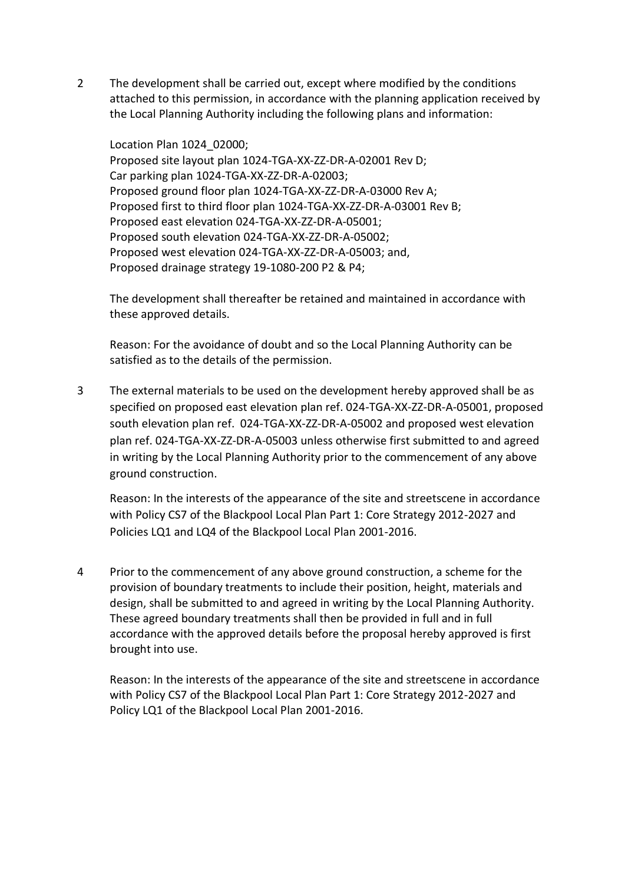2 The development shall be carried out, except where modified by the conditions attached to this permission, in accordance with the planning application received by the Local Planning Authority including the following plans and information:

Location Plan 1024_02000;
Proposed site layout plan 1024-TGA-XX-ZZ-DR-A-02001 Rev D;
Car parking plan 1024-TGA-XX-ZZ-DR-A-02003;
Proposed ground floor plan 1024-TGA-XX-ZZ-DR-A-03000 Rev A;
Proposed first to third floor plan 1024-TGA-XX-ZZ-DR-A-03001 Rev B;
Proposed east elevation 024-TGA-XX-ZZ-DR-A-05001;
Proposed south elevation 024-TGA-XX-ZZ-DR-A-05002;
Proposed west elevation 024-TGA-XX-ZZ-DR-A-05003; and,
Proposed drainage strategy 19-1080-200 P2 & P4;

The development shall thereafter be retained and maintained in accordance with these approved details.

Reason: For the avoidance of doubt and so the Local Planning Authority can be satisfied as to the details of the permission.

3 The external materials to be used on the development hereby approved shall be as specified on proposed east elevation plan ref. 024-TGA-XX-ZZ-DR-A-05001, proposed south elevation plan ref. 024-TGA-XX-ZZ-DR-A-05002 and proposed west elevation plan ref. 024-TGA-XX-ZZ-DR-A-05003 unless otherwise first submitted to and agreed in writing by the Local Planning Authority prior to the commencement of any above ground construction.

Reason: In the interests of the appearance of the site and streetscene in accordance with Policy CS7 of the Blackpool Local Plan Part 1: Core Strategy 2012-2027 and Policies LQ1 and LQ4 of the Blackpool Local Plan 2001-2016.

4 Prior to the commencement of any above ground construction, a scheme for the provision of boundary treatments to include their position, height, materials and design, shall be submitted to and agreed in writing by the Local Planning Authority. These agreed boundary treatments shall then be provided in full and in full accordance with the approved details before the proposal hereby approved is first brought into use.

Reason: In the interests of the appearance of the site and streetscene in accordance with Policy CS7 of the Blackpool Local Plan Part 1: Core Strategy 2012-2027 and Policy LQ1 of the Blackpool Local Plan 2001-2016.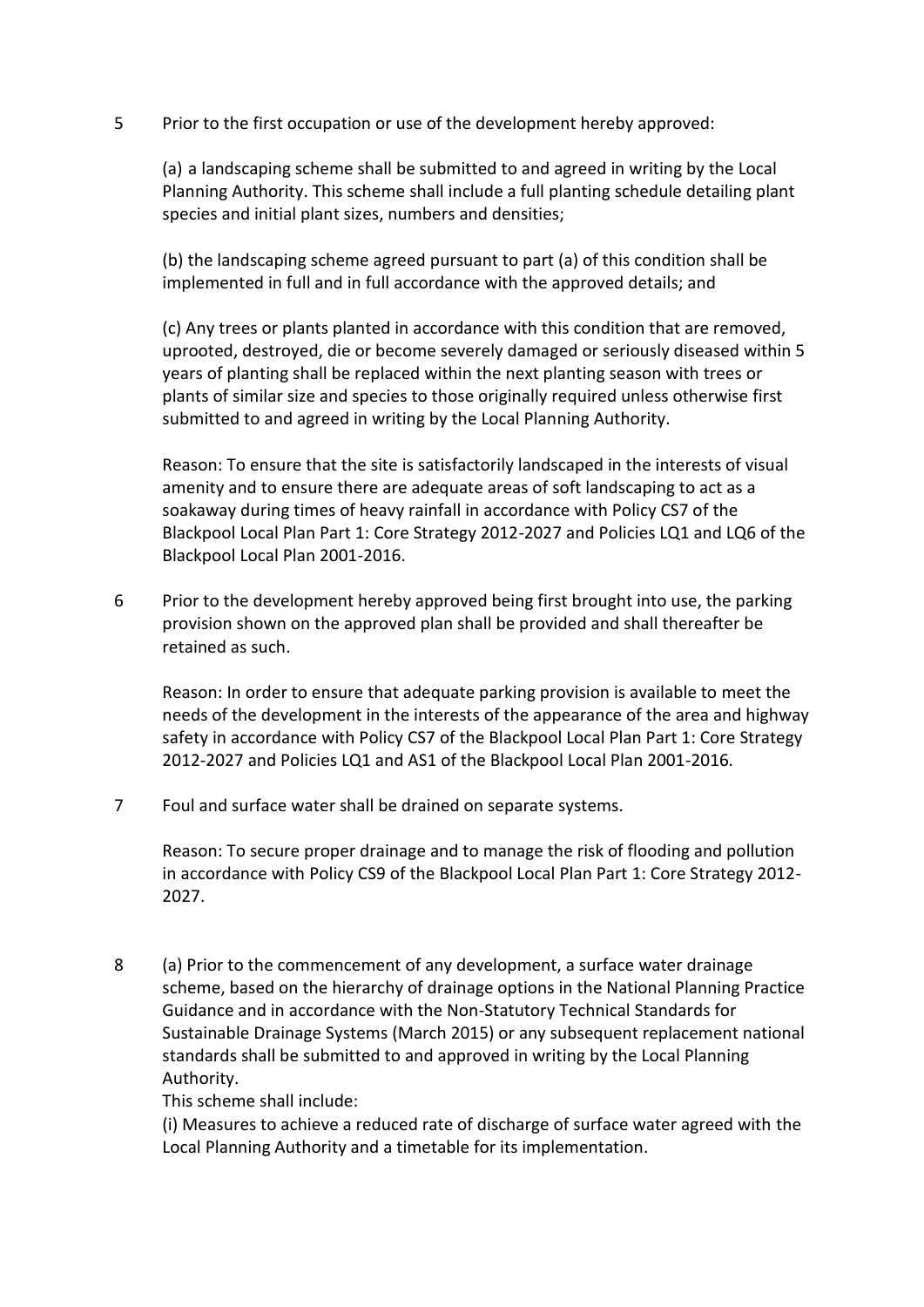5 Prior to the first occupation or use of the development hereby approved:

(a) a landscaping scheme shall be submitted to and agreed in writing by the Local Planning Authority. This scheme shall include a full planting schedule detailing plant species and initial plant sizes, numbers and densities;

(b) the landscaping scheme agreed pursuant to part (a) of this condition shall be implemented in full and in full accordance with the approved details; and

(c) Any trees or plants planted in accordance with this condition that are removed, uprooted, destroyed, die or become severely damaged or seriously diseased within 5 years of planting shall be replaced within the next planting season with trees or plants of similar size and species to those originally required unless otherwise first submitted to and agreed in writing by the Local Planning Authority.

Reason: To ensure that the site is satisfactorily landscaped in the interests of visual amenity and to ensure there are adequate areas of soft landscaping to act as a soakaway during times of heavy rainfall in accordance with Policy CS7 of the Blackpool Local Plan Part 1: Core Strategy 2012-2027 and Policies LQ1 and LQ6 of the Blackpool Local Plan 2001-2016.

6 Prior to the development hereby approved being first brought into use, the parking provision shown on the approved plan shall be provided and shall thereafter be retained as such.

Reason: In order to ensure that adequate parking provision is available to meet the needs of the development in the interests of the appearance of the area and highway safety in accordance with Policy CS7 of the Blackpool Local Plan Part 1: Core Strategy 2012-2027 and Policies LQ1 and AS1 of the Blackpool Local Plan 2001-2016.

7 Foul and surface water shall be drained on separate systems.

Reason: To secure proper drainage and to manage the risk of flooding and pollution in accordance with Policy CS9 of the Blackpool Local Plan Part 1: Core Strategy 2012-2027.

8 (a) Prior to the commencement of any development, a surface water drainage scheme, based on the hierarchy of drainage options in the National Planning Practice Guidance and in accordance with the Non-Statutory Technical Standards for Sustainable Drainage Systems (March 2015) or any subsequent replacement national standards shall be submitted to and approved in writing by the Local Planning Authority.

This scheme shall include:

(i) Measures to achieve a reduced rate of discharge of surface water agreed with the Local Planning Authority and a timetable for its implementation.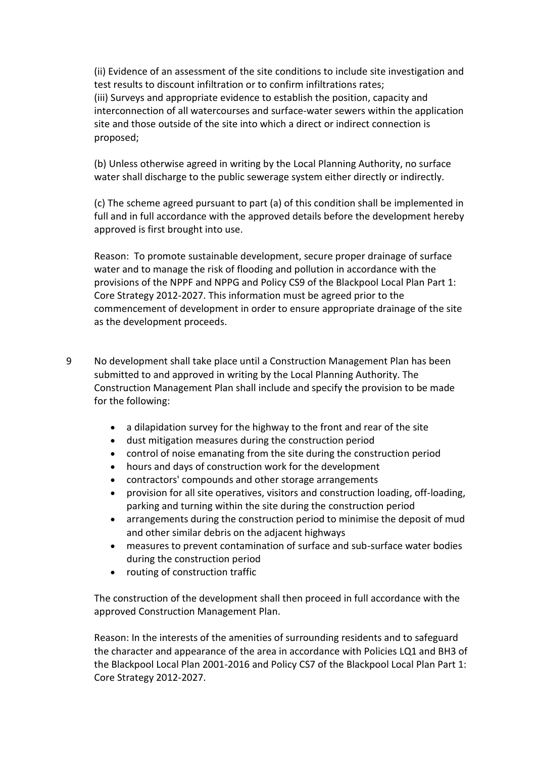(ii) Evidence of an assessment of the site conditions to include site investigation and test results to discount infiltration or to confirm infiltrations rates;
(iii) Surveys and appropriate evidence to establish the position, capacity and interconnection of all watercourses and surface-water sewers within the application site and those outside of the site into which a direct or indirect connection is proposed;

(b) Unless otherwise agreed in writing by the Local Planning Authority, no surface water shall discharge to the public sewerage system either directly or indirectly.

(c) The scheme agreed pursuant to part (a) of this condition shall be implemented in full and in full accordance with the approved details before the development hereby approved is first brought into use.

Reason: To promote sustainable development, secure proper drainage of surface water and to manage the risk of flooding and pollution in accordance with the provisions of the NPPF and NPPG and Policy CS9 of the Blackpool Local Plan Part 1: Core Strategy 2012-2027. This information must be agreed prior to the commencement of development in order to ensure appropriate drainage of the site as the development proceeds.

9 No development shall take place until a Construction Management Plan has been submitted to and approved in writing by the Local Planning Authority. The Construction Management Plan shall include and specify the provision to be made for the following:

- a dilapidation survey for the highway to the front and rear of the site
- dust mitigation measures during the construction period
- control of noise emanating from the site during the construction period
- hours and days of construction work for the development
- contractors' compounds and other storage arrangements
- provision for all site operatives, visitors and construction loading, off-loading, parking and turning within the site during the construction period
- arrangements during the construction period to minimise the deposit of mud and other similar debris on the adjacent highways
- measures to prevent contamination of surface and sub-surface water bodies during the construction period
- routing of construction traffic

The construction of the development shall then proceed in full accordance with the approved Construction Management Plan.

Reason: In the interests of the amenities of surrounding residents and to safeguard the character and appearance of the area in accordance with Policies LQ1 and BH3 of the Blackpool Local Plan 2001-2016 and Policy CS7 of the Blackpool Local Plan Part 1: Core Strategy 2012-2027.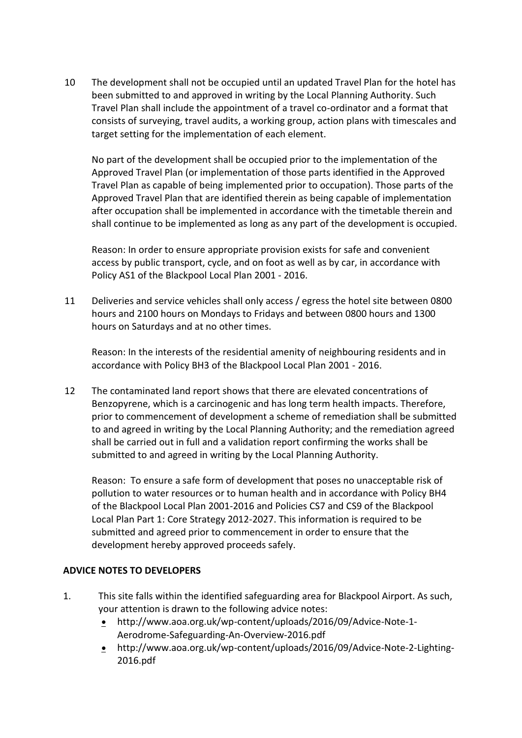10 The development shall not be occupied until an updated Travel Plan for the hotel has been submitted to and approved in writing by the Local Planning Authority. Such Travel Plan shall include the appointment of a travel co-ordinator and a format that consists of surveying, travel audits, a working group, action plans with timescales and target setting for the implementation of each element.

No part of the development shall be occupied prior to the implementation of the Approved Travel Plan (or implementation of those parts identified in the Approved Travel Plan as capable of being implemented prior to occupation). Those parts of the Approved Travel Plan that are identified therein as being capable of implementation after occupation shall be implemented in accordance with the timetable therein and shall continue to be implemented as long as any part of the development is occupied.

Reason: In order to ensure appropriate provision exists for safe and convenient access by public transport, cycle, and on foot as well as by car, in accordance with Policy AS1 of the Blackpool Local Plan 2001 - 2016.

11 Deliveries and service vehicles shall only access / egress the hotel site between 0800 hours and 2100 hours on Mondays to Fridays and between 0800 hours and 1300 hours on Saturdays and at no other times.

Reason: In the interests of the residential amenity of neighbouring residents and in accordance with Policy BH3 of the Blackpool Local Plan 2001 - 2016.

12 The contaminated land report shows that there are elevated concentrations of Benzopyrene, which is a carcinogenic and has long term health impacts. Therefore, prior to commencement of development a scheme of remediation shall be submitted to and agreed in writing by the Local Planning Authority; and the remediation agreed shall be carried out in full and a validation report confirming the works shall be submitted to and agreed in writing by the Local Planning Authority.

Reason: To ensure a safe form of development that poses no unacceptable risk of pollution to water resources or to human health and in accordance with Policy BH4 of the Blackpool Local Plan 2001-2016 and Policies CS7 and CS9 of the Blackpool Local Plan Part 1: Core Strategy 2012-2027. This information is required to be submitted and agreed prior to commencement in order to ensure that the development hereby approved proceeds safely.

**ADVICE NOTES TO DEVELOPERS**

1. This site falls within the identified safeguarding area for Blackpool Airport. As such, your attention is drawn to the following advice notes:
   - http://www.aoa.org.uk/wp-content/uploads/2016/09/Advice-Note-1-Aerodrome-Safeguarding-An-Overview-2016.pdf
   - http://www.aoa.org.uk/wp-content/uploads/2016/09/Advice-Note-2-Lighting-2016.pdf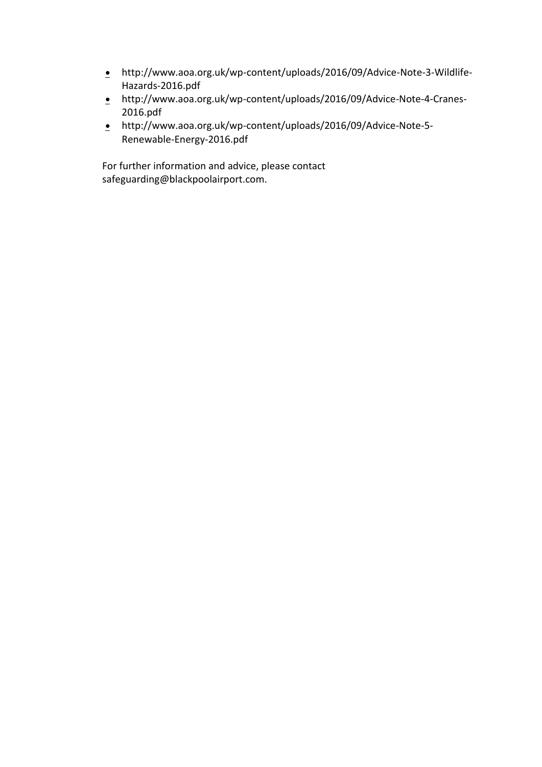- http://www.aoa.org.uk/wp-content/uploads/2016/09/Advice-Note-3-Wildlife-Hazards-2016.pdf
- http://www.aoa.org.uk/wp-content/uploads/2016/09/Advice-Note-4-Cranes-2016.pdf
- http://www.aoa.org.uk/wp-content/uploads/2016/09/Advice-Note-5-Renewable-Energy-2016.pdf

For further information and advice, please contact safeguarding@blackpoolairport.com.